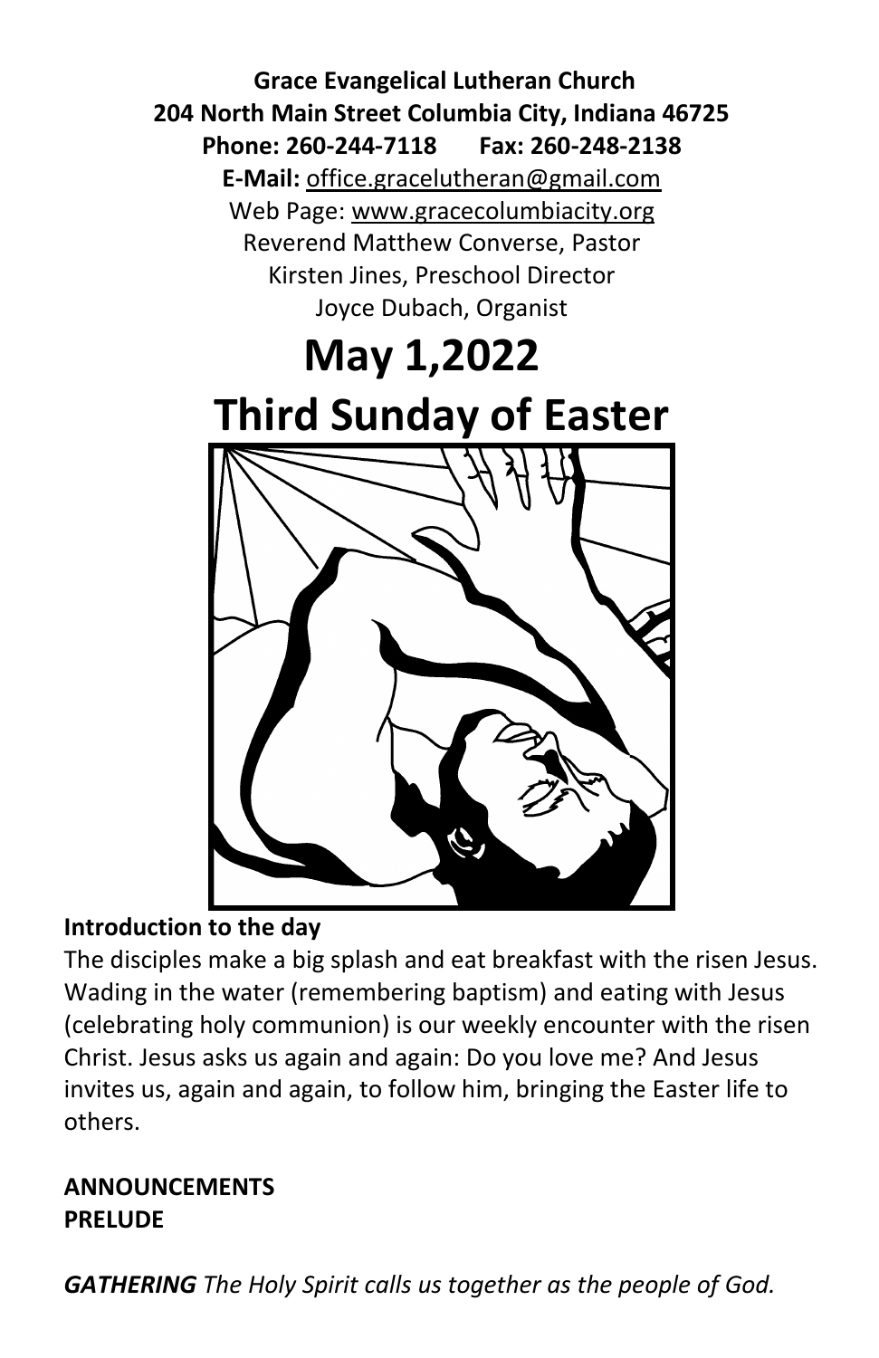**Grace Evangelical Lutheran Church**
**204 North Main Street Columbia City, Indiana 46725**
**Phone: 260-244-7118 Fax: 260-248-2138**
**E-Mail:** office.gracelutheran@gmail.com
Web Page: www.gracecolumbiacity.org
Reverend Matthew Converse, Pastor
Kirsten Jines, Preschool Director
Joyce Dubach, Organist

# May 1,2022

# Third Sunday of Easter

**Introduction to the day**

The disciples make a big splash and eat breakfast with the risen Jesus. Wading in the water (remembering baptism) and eating with Jesus (celebrating holy communion) is our weekly encounter with the risen Christ. Jesus asks us again and again: Do you love me? And Jesus invites us, again and again, to follow him, bringing the Easter life to others.

**ANNOUNCEMENTS**
**PRELUDE**

***GATHERING*** *The Holy Spirit calls us together as the people of God.*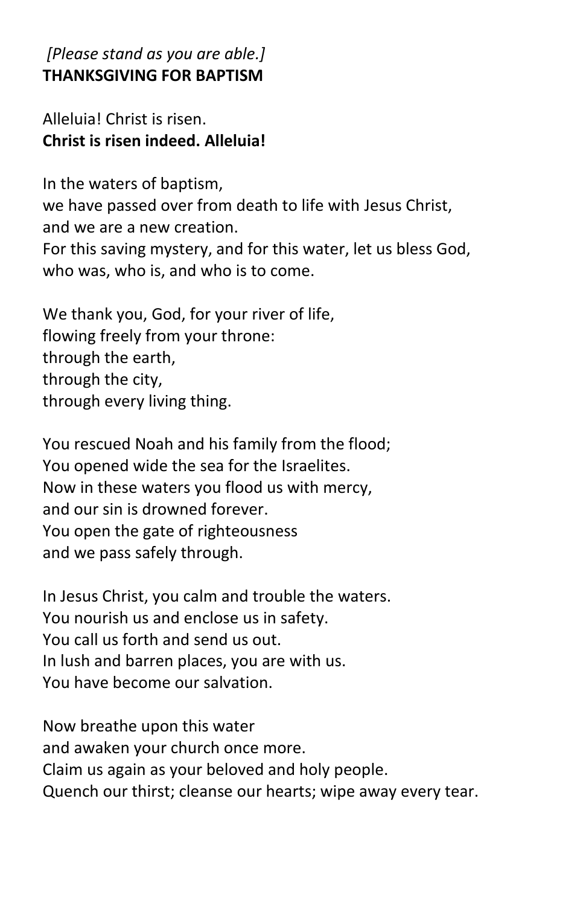*[Please stand as you are able.]*
**THANKSGIVING FOR BAPTISM**

Alleluia! Christ is risen.
**Christ is risen indeed. Alleluia!**

In the waters of baptism,
we have passed over from death to life with Jesus Christ,
and we are a new creation.
For this saving mystery, and for this water, let us bless God,
who was, who is, and who is to come.

We thank you, God, for your river of life,
flowing freely from your throne:
through the earth,
through the city,
through every living thing.

You rescued Noah and his family from the flood;
You opened wide the sea for the Israelites.
Now in these waters you flood us with mercy,
and our sin is drowned forever.
You open the gate of righteousness
and we pass safely through.

In Jesus Christ, you calm and trouble the waters.
You nourish us and enclose us in safety.
You call us forth and send us out.
In lush and barren places, you are with us.
You have become our salvation.

Now breathe upon this water
and awaken your church once more.
Claim us again as your beloved and holy people.
Quench our thirst; cleanse our hearts; wipe away every tear.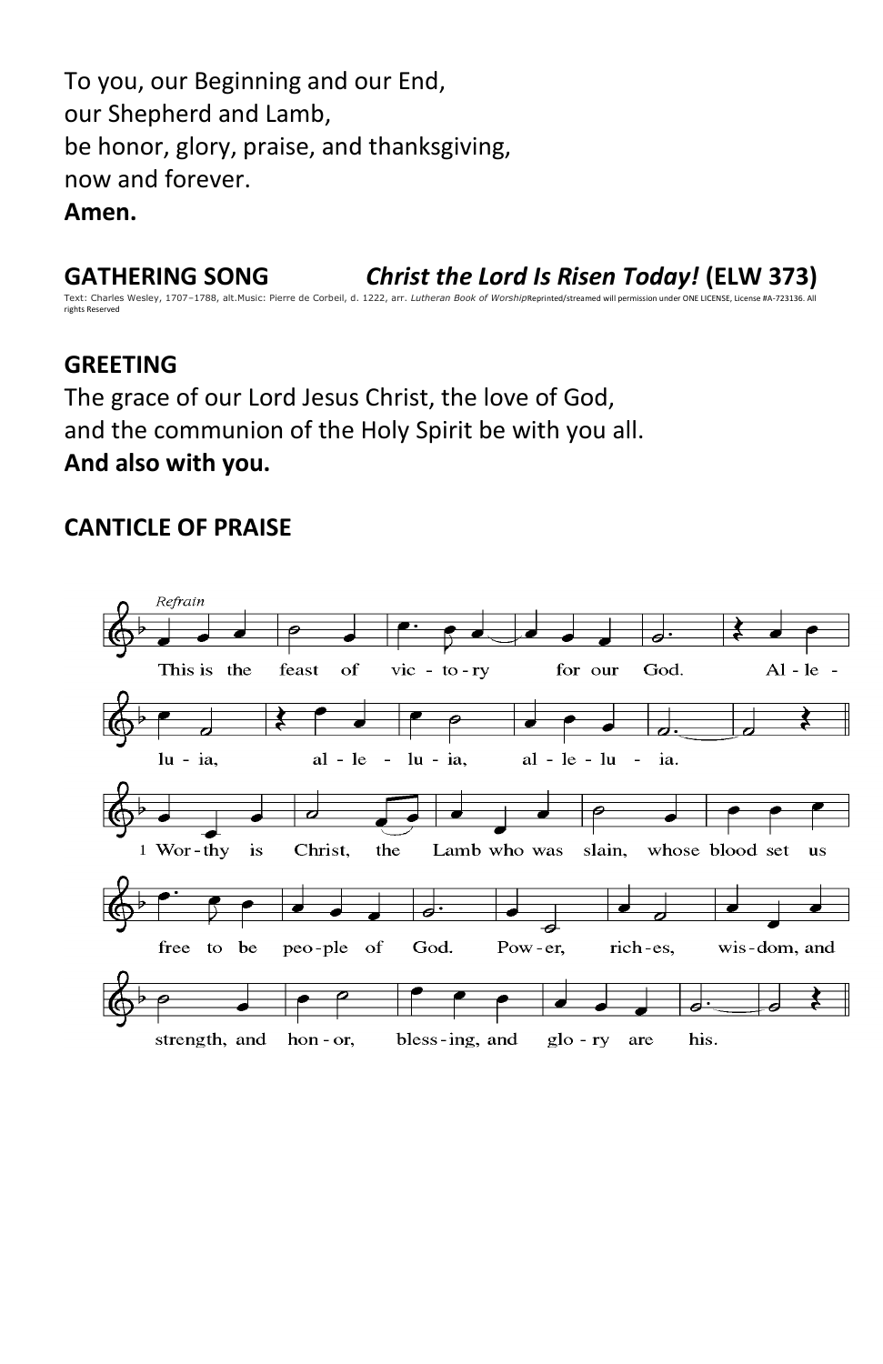To you, our Beginning and our End,
our Shepherd and Lamb,
be honor, glory, praise, and thanksgiving,
now and forever.
**Amen.**

## GATHERING SONG *Christ the Lord Is Risen Today!* (ELW 373)

Text: Charles Wesley, 1707–1788, alt.Music: Pierre de Corbeil, d. 1222, arr. *Lutheran Book of Worship* Reprinted/streamed will permission under ONE LICENSE, License #A-723136. All rights Reserved

## GREETING

The grace of our Lord Jesus Christ, the love of God,
and the communion of the Holy Spirit be with you all.
**And also with you.**

## CANTICLE OF PRAISE

*Refrain*

This is the feast of victory for our God. Alleluia, alleluia, alleluia.

1 Worthy is Christ, the Lamb who was slain, whose blood set us free to be people of God. Power, riches, wisdom, and strength, and honor, blessing, and glory are his.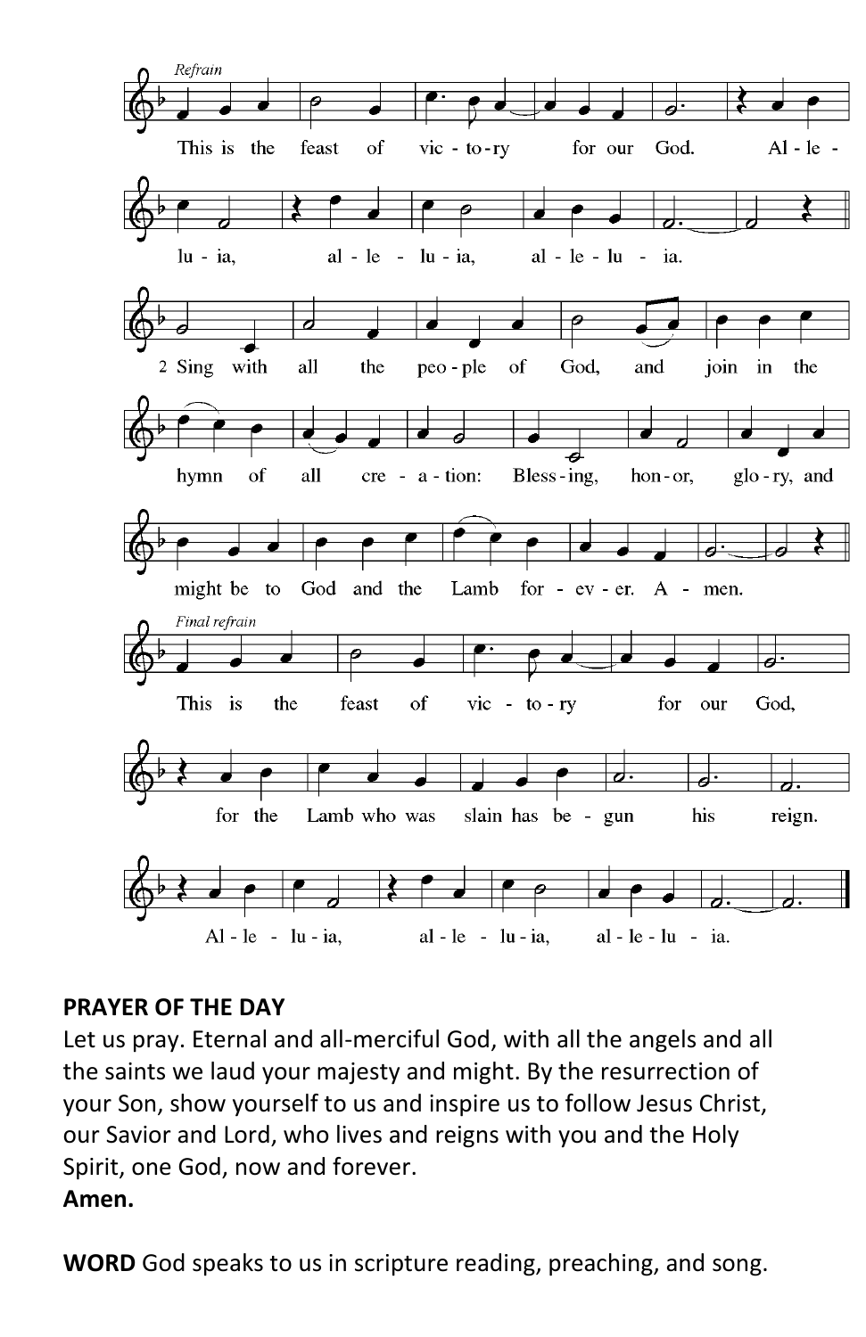*Refrain*

This is the feast of victory for our God. Alleluia, alleluia, alleluia.

2 Sing with all the people of God, and join in the hymn of all creation: Blessing, honor, glory, and might be to God and the Lamb forever. Amen.

*Final refrain*

This is the feast of victory for our God, for the Lamb who was slain has begun his reign. Alleluia, alleluia, alleluia.

**PRAYER OF THE DAY**

Let us pray. Eternal and all-merciful God, with all the angels and all the saints we laud your majesty and might. By the resurrection of your Son, show yourself to us and inspire us to follow Jesus Christ, our Savior and Lord, who lives and reigns with you and the Holy Spirit, one God, now and forever.

**Amen.**

**WORD** God speaks to us in scripture reading, preaching, and song.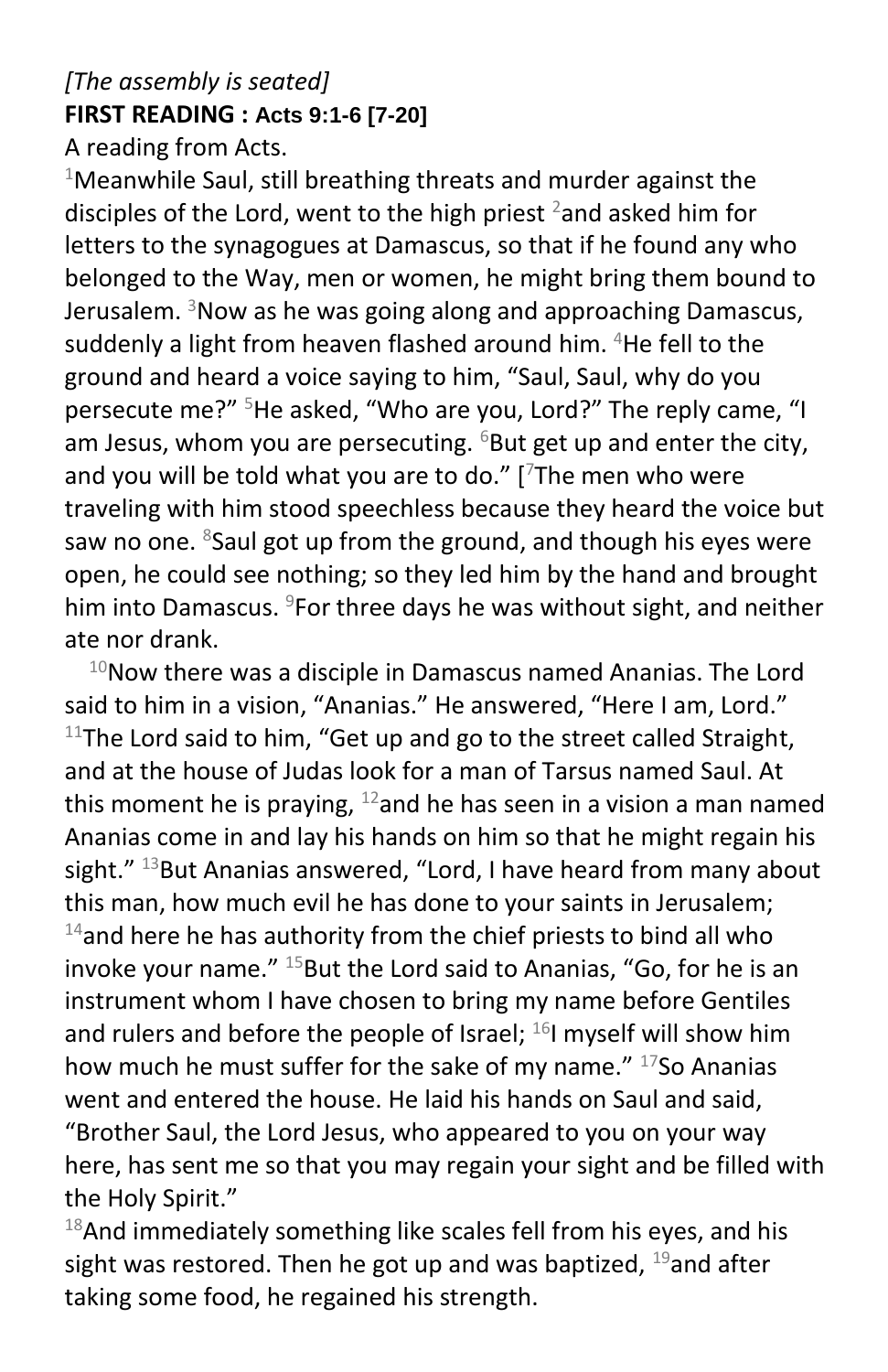*[The assembly is seated]*

**FIRST READING : Acts 9:1-6 [7-20]**

A reading from Acts.

[1]Meanwhile Saul, still breathing threats and murder against the disciples of the Lord, went to the high priest [2]and asked him for letters to the synagogues at Damascus, so that if he found any who belonged to the Way, men or women, he might bring them bound to Jerusalem. [3]Now as he was going along and approaching Damascus, suddenly a light from heaven flashed around him. [4]He fell to the ground and heard a voice saying to him, "Saul, Saul, why do you persecute me?" [5]He asked, "Who are you, Lord?" The reply came, "I am Jesus, whom you are persecuting. [6]But get up and enter the city, and you will be told what you are to do." [[7]The men who were traveling with him stood speechless because they heard the voice but saw no one. [8]Saul got up from the ground, and though his eyes were open, he could see nothing; so they led him by the hand and brought him into Damascus. [9]For three days he was without sight, and neither ate nor drank.

[10]Now there was a disciple in Damascus named Ananias. The Lord said to him in a vision, "Ananias." He answered, "Here I am, Lord." [11]The Lord said to him, "Get up and go to the street called Straight, and at the house of Judas look for a man of Tarsus named Saul. At this moment he is praying, [12]and he has seen in a vision a man named Ananias come in and lay his hands on him so that he might regain his sight." [13]But Ananias answered, "Lord, I have heard from many about this man, how much evil he has done to your saints in Jerusalem; [14]and here he has authority from the chief priests to bind all who invoke your name." [15]But the Lord said to Ananias, "Go, for he is an instrument whom I have chosen to bring my name before Gentiles and rulers and before the people of Israel; [16]I myself will show him how much he must suffer for the sake of my name." [17]So Ananias went and entered the house. He laid his hands on Saul and said, "Brother Saul, the Lord Jesus, who appeared to you on your way here, has sent me so that you may regain your sight and be filled with the Holy Spirit."

[18]And immediately something like scales fell from his eyes, and his sight was restored. Then he got up and was baptized, [19]and after taking some food, he regained his strength.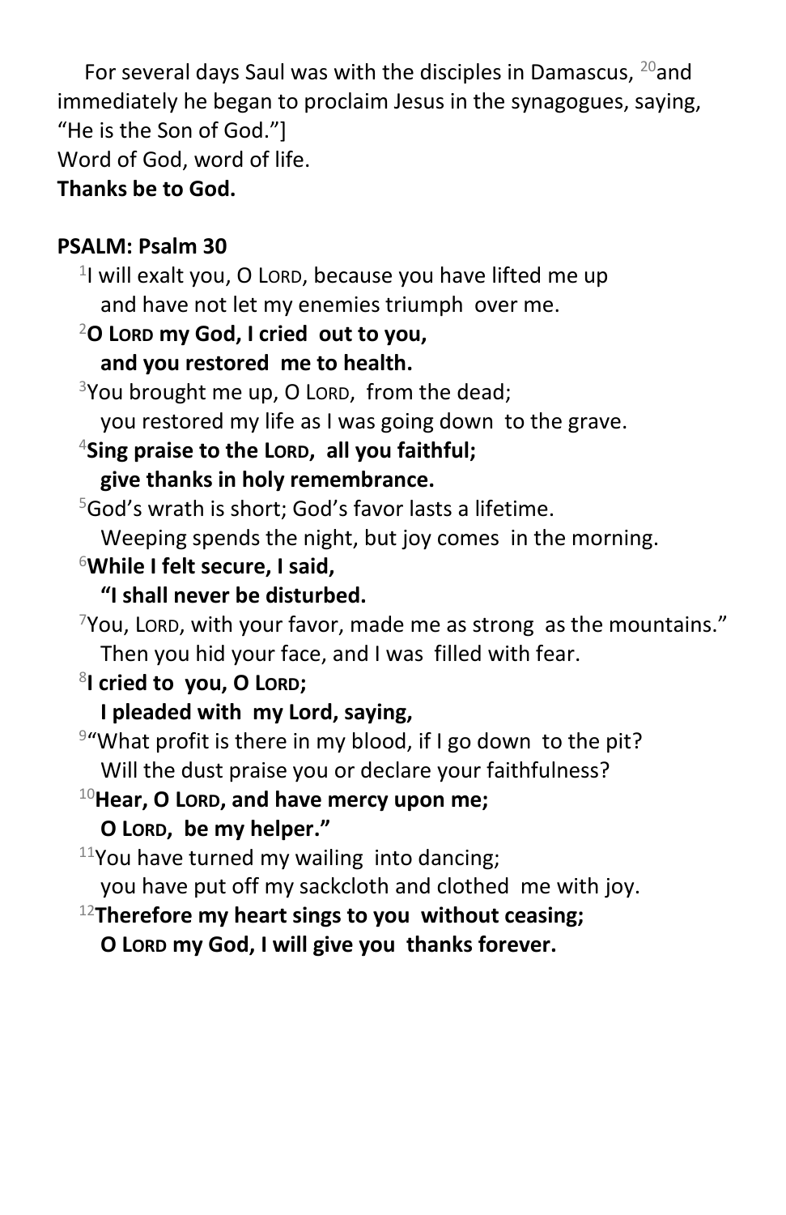For several days Saul was with the disciples in Damascus, [20]and immediately he began to proclaim Jesus in the synagogues, saying, "He is the Son of God."]
Word of God, word of life.
**Thanks be to God.**

**PSALM: Psalm 30**

[1]I will exalt you, O LORD, because you have lifted me up
and have not let my enemies triumph over me.
[2]**O LORD my God, I cried out to you,**
**and you restored me to health.**
[3]You brought me up, O LORD, from the dead;
you restored my life as I was going down to the grave.
[4]**Sing praise to the LORD, all you faithful;**
**give thanks in holy remembrance.**
[5]God's wrath is short; God's favor lasts a lifetime.
Weeping spends the night, but joy comes in the morning.
[6]**While I felt secure, I said,**
**"I shall never be disturbed.**
[7]You, LORD, with your favor, made me as strong as the mountains."
Then you hid your face, and I was filled with fear.
[8]**I cried to you, O LORD;**
**I pleaded with my Lord, saying,**
[9]"What profit is there in my blood, if I go down to the pit?
Will the dust praise you or declare your faithfulness?
[10]**Hear, O LORD, and have mercy upon me;**
**O LORD, be my helper."**
[11]You have turned my wailing into dancing;
you have put off my sackcloth and clothed me with joy.
[12]**Therefore my heart sings to you without ceasing;**
**O LORD my God, I will give you thanks forever.**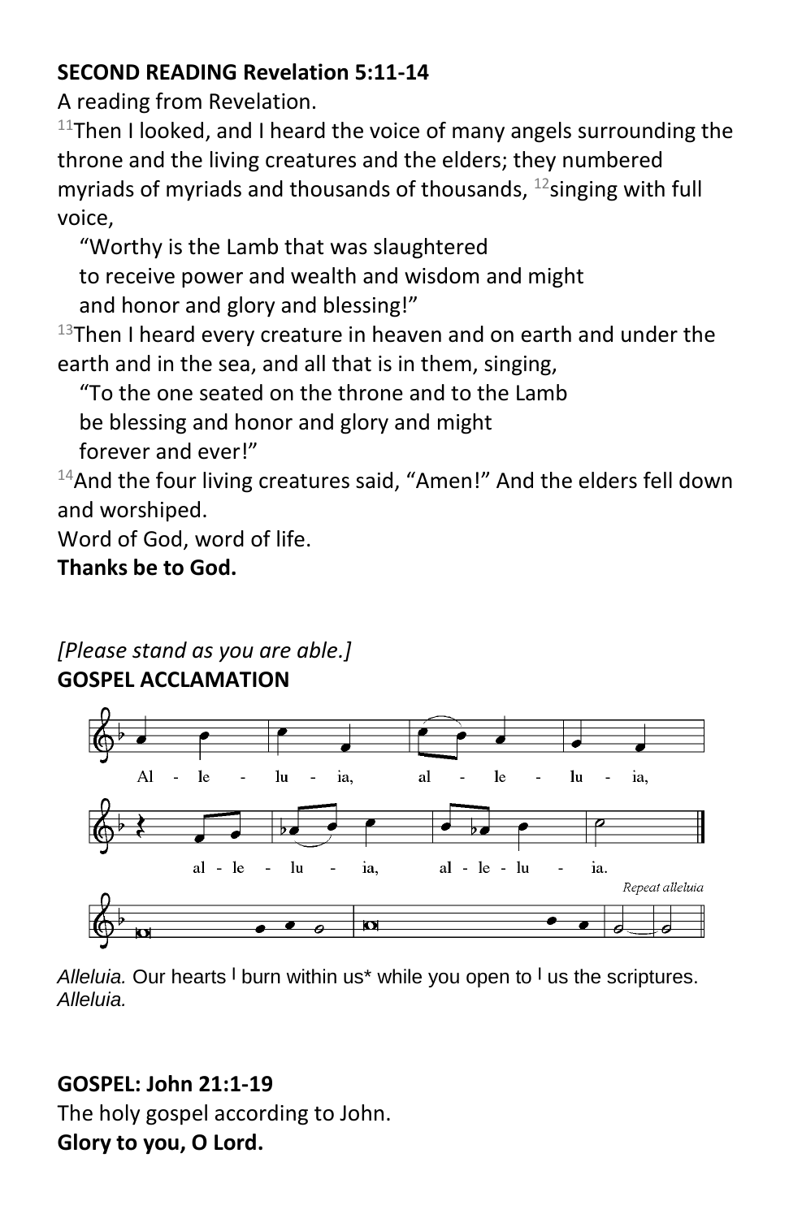**SECOND READING Revelation 5:11-14**

A reading from Revelation.

[11]Then I looked, and I heard the voice of many angels surrounding the throne and the living creatures and the elders; they numbered myriads of myriads and thousands of thousands, [12]singing with full voice,

"Worthy is the Lamb that was slaughtered
to receive power and wealth and wisdom and might
and honor and glory and blessing!"

[13]Then I heard every creature in heaven and on earth and under the earth and in the sea, and all that is in them, singing,

"To the one seated on the throne and to the Lamb
be blessing and honor and glory and might
forever and ever!"

[14]And the four living creatures said, "Amen!" And the elders fell down and worshiped.

Word of God, word of life.

**Thanks be to God.**

*[Please stand as you are able.]*

**GOSPEL ACCLAMATION**

Al - le - lu - ia, al - le - lu - ia,
al - le - lu - ia, al - le - lu - ia.

*Repeat alleluia*

*Alleluia.* Our hearts | burn within us* while you open to | us the scriptures. *Alleluia.*

**GOSPEL: John 21:1-19**

The holy gospel according to John.

**Glory to you, O Lord.**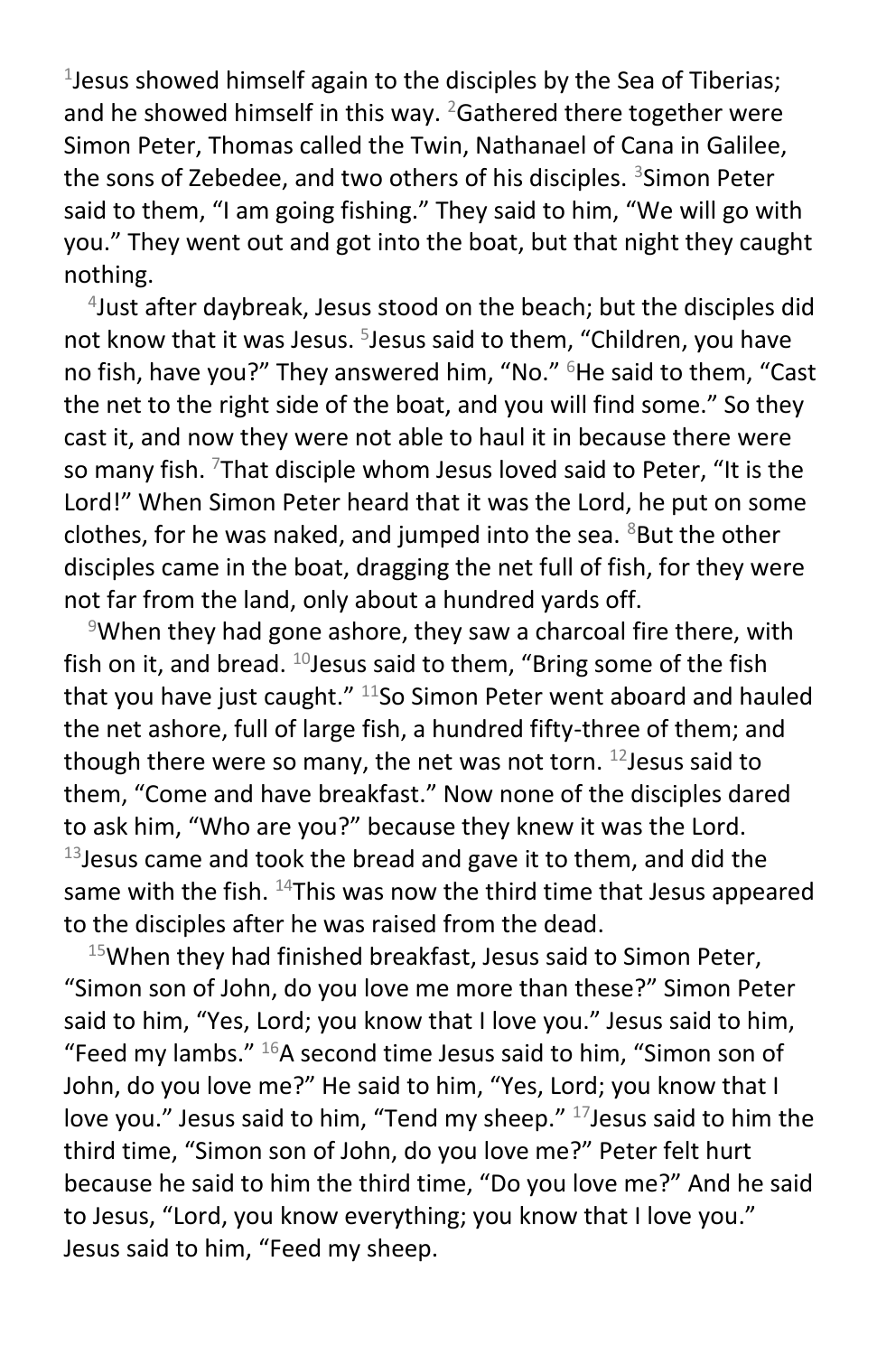[1]Jesus showed himself again to the disciples by the Sea of Tiberias; and he showed himself in this way. [2]Gathered there together were Simon Peter, Thomas called the Twin, Nathanael of Cana in Galilee, the sons of Zebedee, and two others of his disciples. [3]Simon Peter said to them, "I am going fishing." They said to him, "We will go with you." They went out and got into the boat, but that night they caught nothing.

[4]Just after daybreak, Jesus stood on the beach; but the disciples did not know that it was Jesus. [5]Jesus said to them, "Children, you have no fish, have you?" They answered him, "No." [6]He said to them, "Cast the net to the right side of the boat, and you will find some." So they cast it, and now they were not able to haul it in because there were so many fish. [7]That disciple whom Jesus loved said to Peter, "It is the Lord!" When Simon Peter heard that it was the Lord, he put on some clothes, for he was naked, and jumped into the sea. [8]But the other disciples came in the boat, dragging the net full of fish, for they were not far from the land, only about a hundred yards off.

[9]When they had gone ashore, they saw a charcoal fire there, with fish on it, and bread. [10]Jesus said to them, "Bring some of the fish that you have just caught." [11]So Simon Peter went aboard and hauled the net ashore, full of large fish, a hundred fifty-three of them; and though there were so many, the net was not torn. [12]Jesus said to them, "Come and have breakfast." Now none of the disciples dared to ask him, "Who are you?" because they knew it was the Lord. [13]Jesus came and took the bread and gave it to them, and did the same with the fish. [14]This was now the third time that Jesus appeared to the disciples after he was raised from the dead.

[15]When they had finished breakfast, Jesus said to Simon Peter, "Simon son of John, do you love me more than these?" Simon Peter said to him, "Yes, Lord; you know that I love you." Jesus said to him, "Feed my lambs." [16]A second time Jesus said to him, "Simon son of John, do you love me?" He said to him, "Yes, Lord; you know that I love you." Jesus said to him, "Tend my sheep." [17]Jesus said to him the third time, "Simon son of John, do you love me?" Peter felt hurt because he said to him the third time, "Do you love me?" And he said to Jesus, "Lord, you know everything; you know that I love you." Jesus said to him, "Feed my sheep.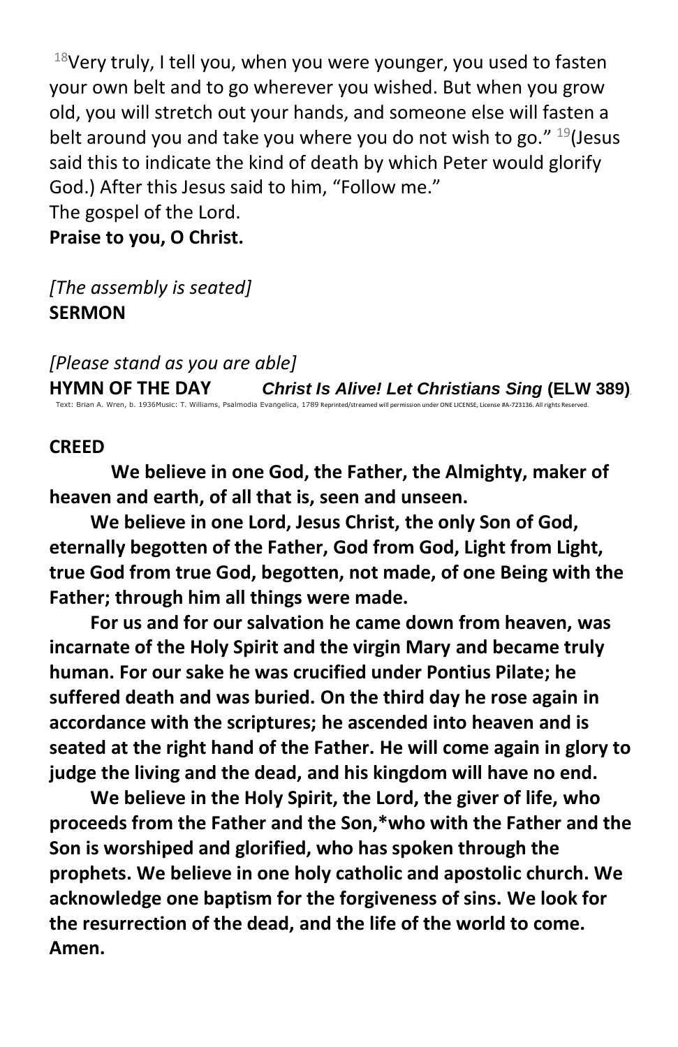[18]Very truly, I tell you, when you were younger, you used to fasten your own belt and to go wherever you wished. But when you grow old, you will stretch out your hands, and someone else will fasten a belt around you and take you where you do not wish to go." [19](Jesus said this to indicate the kind of death by which Peter would glorify God.) After this Jesus said to him, "Follow me."
The gospel of the Lord.
**Praise to you, O Christ.**

*[The assembly is seated]*
**SERMON**

*[Please stand as you are able]*
**HYMN OF THE DAY** ***Christ Is Alive! Let Christians Sing*** **(ELW 389)**.
Text: Brian A. Wren, b. 1936Music: T. Williams, Psalmodia Evangelica, 1789 Reprinted/streamed will permission under ONE LICENSE, License #A-723136. All rights Reserved.

**CREED**

**We believe in one God, the Father, the Almighty, maker of heaven and earth, of all that is, seen and unseen.**

**We believe in one Lord, Jesus Christ, the only Son of God, eternally begotten of the Father, God from God, Light from Light, true God from true God, begotten, not made, of one Being with the Father; through him all things were made.**

**For us and for our salvation he came down from heaven, was incarnate of the Holy Spirit and the virgin Mary and became truly human. For our sake he was crucified under Pontius Pilate; he suffered death and was buried. On the third day he rose again in accordance with the scriptures; he ascended into heaven and is seated at the right hand of the Father. He will come again in glory to judge the living and the dead, and his kingdom will have no end.**

**We believe in the Holy Spirit, the Lord, the giver of life, who proceeds from the Father and the Son,*who with the Father and the Son is worshiped and glorified, who has spoken through the prophets. We believe in one holy catholic and apostolic church. We acknowledge one baptism for the forgiveness of sins. We look for the resurrection of the dead, and the life of the world to come. Amen.**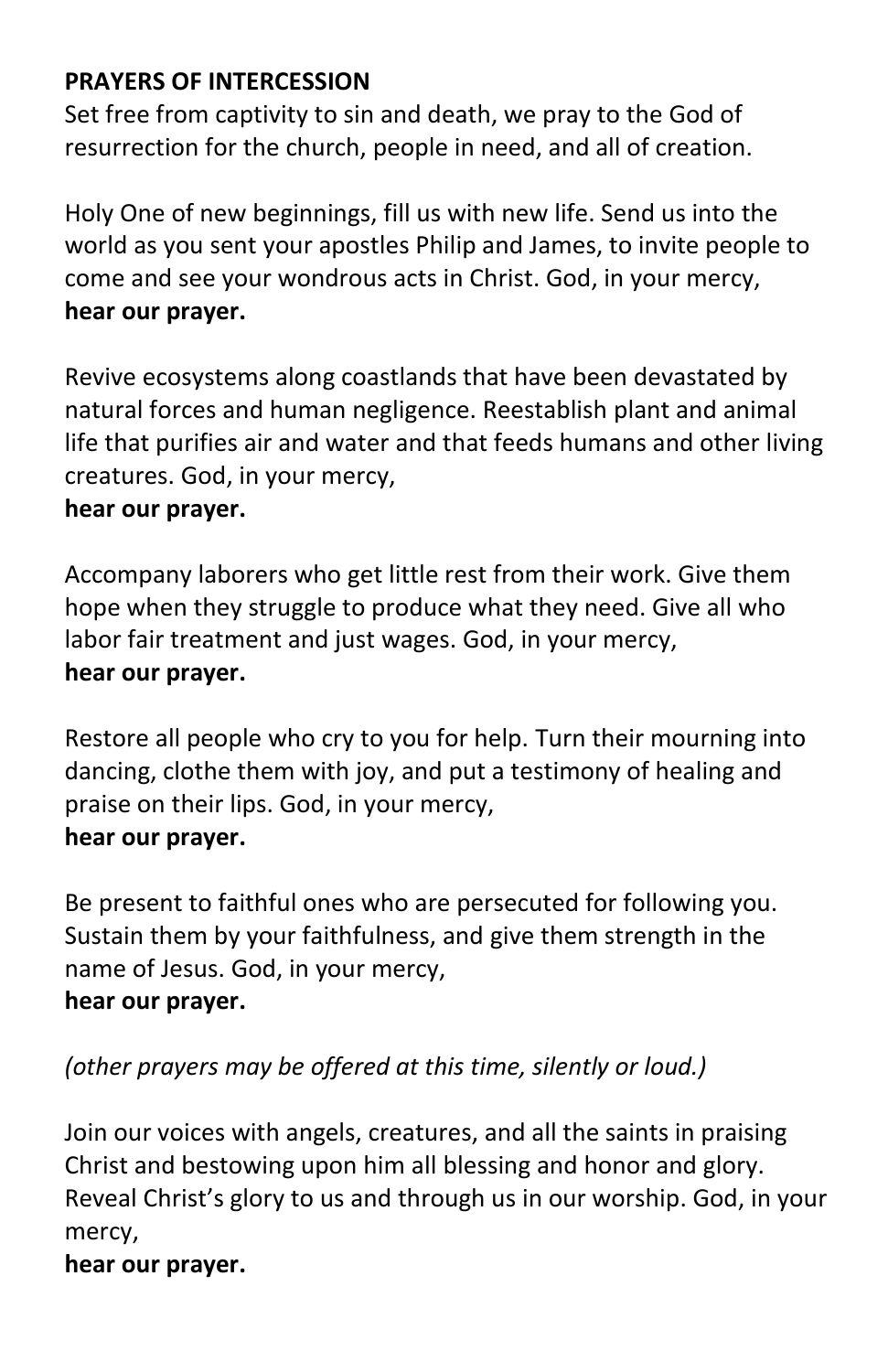**PRAYERS OF INTERCESSION**

Set free from captivity to sin and death, we pray to the God of resurrection for the church, people in need, and all of creation.

Holy One of new beginnings, fill us with new life. Send us into the world as you sent your apostles Philip and James, to invite people to come and see your wondrous acts in Christ. God, in your mercy,
**hear our prayer.**

Revive ecosystems along coastlands that have been devastated by natural forces and human negligence. Reestablish plant and animal life that purifies air and water and that feeds humans and other living creatures. God, in your mercy,
**hear our prayer.**

Accompany laborers who get little rest from their work. Give them hope when they struggle to produce what they need. Give all who labor fair treatment and just wages. God, in your mercy,
**hear our prayer.**

Restore all people who cry to you for help. Turn their mourning into dancing, clothe them with joy, and put a testimony of healing and praise on their lips. God, in your mercy,
**hear our prayer.**

Be present to faithful ones who are persecuted for following you. Sustain them by your faithfulness, and give them strength in the name of Jesus. God, in your mercy,
**hear our prayer.**

*(other prayers may be offered at this time, silently or loud.)*

Join our voices with angels, creatures, and all the saints in praising Christ and bestowing upon him all blessing and honor and glory. Reveal Christ's glory to us and through us in our worship. God, in your mercy,
**hear our prayer.**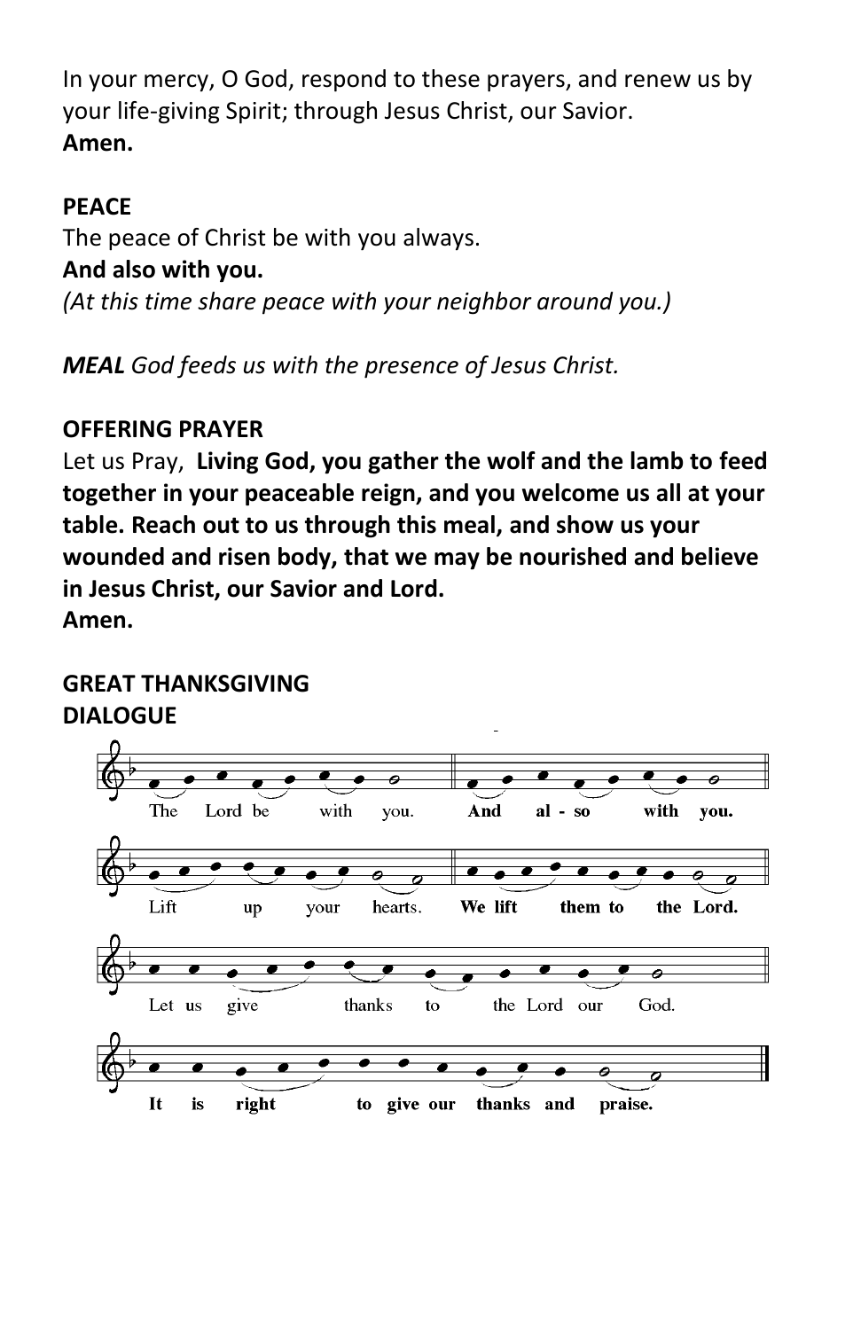In your mercy, O God, respond to these prayers, and renew us by your life-giving Spirit; through Jesus Christ, our Savior.
**Amen.**

**PEACE**
The peace of Christ be with you always.
**And also with you.**
*(At this time share peace with your neighbor around you.)*

***MEAL*** *God feeds us with the presence of Jesus Christ.*

**OFFERING PRAYER**
Let us Pray, **Living God, you gather the wolf and the lamb to feed together in your peaceable reign, and you welcome us all at your table. Reach out to us through this meal, and show us your wounded and risen body, that we may be nourished and believe in Jesus Christ, our Savior and Lord.**
**Amen.**

**GREAT THANKSGIVING**
**DIALOGUE**

The Lord be with you. **And also with you.**
Lift up your hearts. **We lift them to the Lord.**
Let us give thanks to the Lord our God.
**It is right to give our thanks and praise.**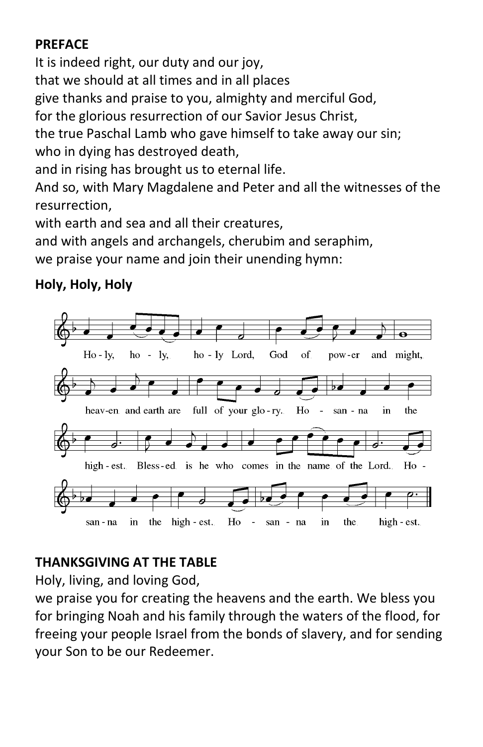**PREFACE**

It is indeed right, our duty and our joy,
that we should at all times and in all places
give thanks and praise to you, almighty and merciful God,
for the glorious resurrection of our Savior Jesus Christ,
the true Paschal Lamb who gave himself to take away our sin;
who in dying has destroyed death,
and in rising has brought us to eternal life.
And so, with Mary Magdalene and Peter and all the witnesses of the resurrection,
with earth and sea and all their creatures,
and with angels and archangels, cherubim and seraphim,
we praise your name and join their unending hymn:

**Holy, Holy, Holy**

Ho - ly, ho - ly, ho - ly Lord, God of pow-er and might,
heav-en and earth are full of your glo - ry. Ho - san - na in the
high - est. Bless-ed is he who comes in the name of the Lord. Ho -
san - na in the high - est. Ho - san - na in the high - est.

**THANKSGIVING AT THE TABLE**

Holy, living, and loving God,
we praise you for creating the heavens and the earth. We bless you for bringing Noah and his family through the waters of the flood, for freeing your people Israel from the bonds of slavery, and for sending your Son to be our Redeemer.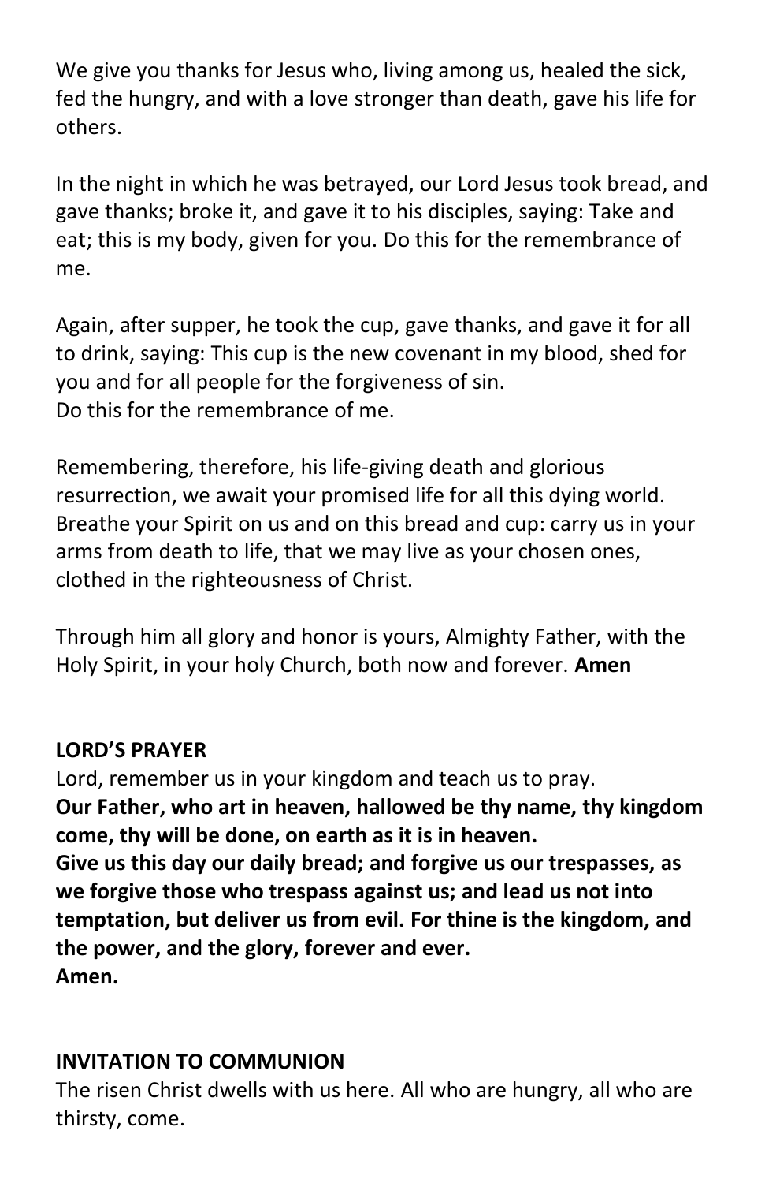We give you thanks for Jesus who, living among us, healed the sick, fed the hungry, and with a love stronger than death, gave his life for others.

In the night in which he was betrayed, our Lord Jesus took bread, and gave thanks; broke it, and gave it to his disciples, saying: Take and eat; this is my body, given for you. Do this for the remembrance of me.

Again, after supper, he took the cup, gave thanks, and gave it for all to drink, saying: This cup is the new covenant in my blood, shed for you and for all people for the forgiveness of sin.
Do this for the remembrance of me.

Remembering, therefore, his life-giving death and glorious resurrection, we await your promised life for all this dying world. Breathe your Spirit on us and on this bread and cup: carry us in your arms from death to life, that we may live as your chosen ones, clothed in the righteousness of Christ.

Through him all glory and honor is yours, Almighty Father, with the Holy Spirit, in your holy Church, both now and forever. **Amen**

**LORD'S PRAYER**
Lord, remember us in your kingdom and teach us to pray.
**Our Father, who art in heaven, hallowed be thy name, thy kingdom come, thy will be done, on earth as it is in heaven.**
**Give us this day our daily bread; and forgive us our trespasses, as we forgive those who trespass against us; and lead us not into temptation, but deliver us from evil. For thine is the kingdom, and the power, and the glory, forever and ever.**
**Amen.**

**INVITATION TO COMMUNION**
The risen Christ dwells with us here. All who are hungry, all who are thirsty, come.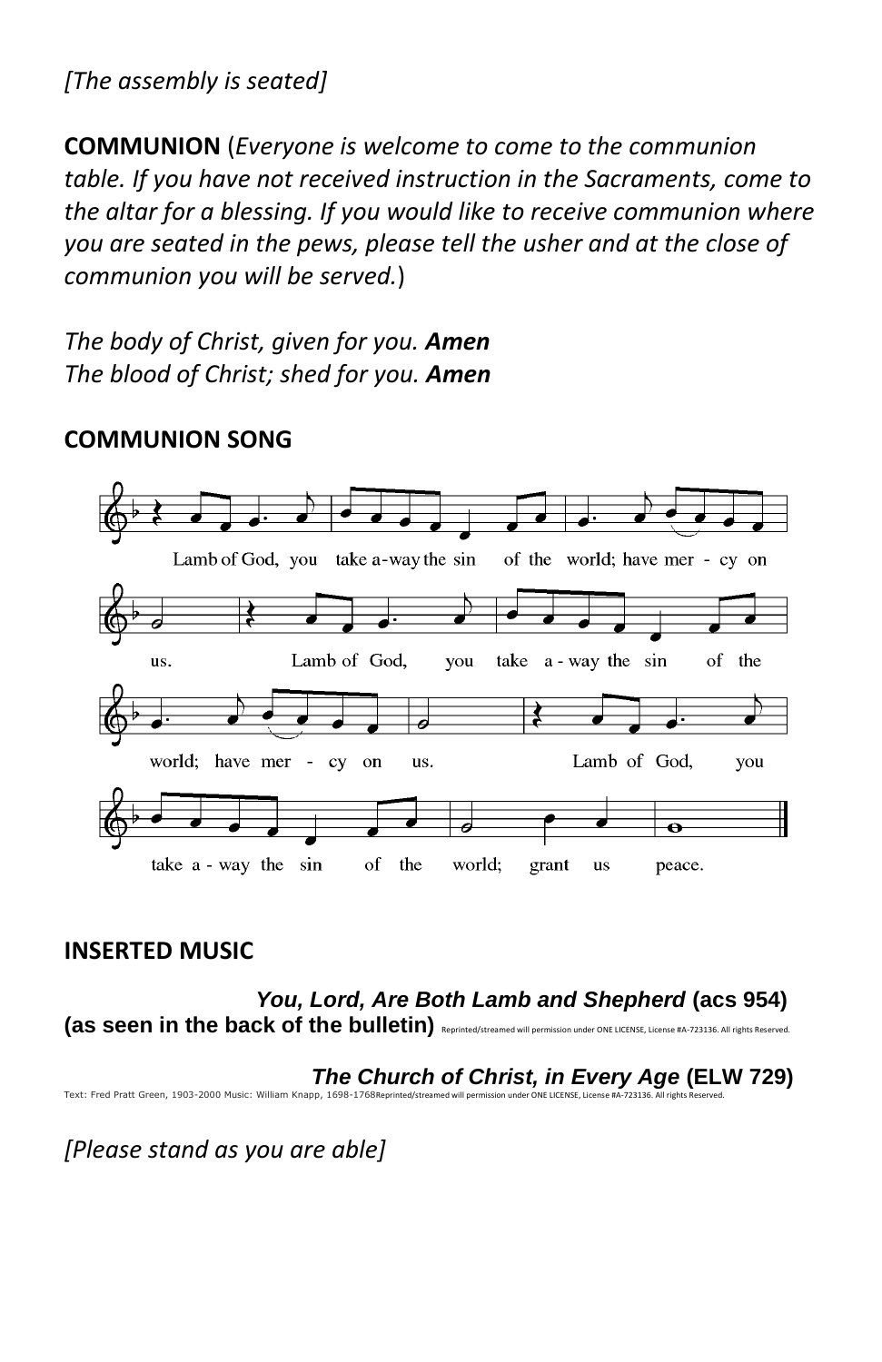*[The assembly is seated]*

**COMMUNION** (*Everyone is welcome to come to the communion table. If you have not received instruction in the Sacraments, come to the altar for a blessing. If you would like to receive communion where you are seated in the pews, please tell the usher and at the close of communion you will be served.*)

*The body of Christ, given for you.* ***Amen***
*The blood of Christ; shed for you.* ***Amen***

**COMMUNION SONG**

Lamb of God, you take away the sin of the world; have mercy on us.
Lamb of God, you take away the sin of the world; have mercy on us.
Lamb of God, you take away the sin of the world; grant us peace.

**INSERTED MUSIC**

***You, Lord, Are Both Lamb and Shepherd*** **(acs 954)**
**(as seen in the back of the bulletin)** Reprinted/streamed will permission under ONE LICENSE, License #A-723136. All rights Reserved.

***The Church of Christ, in Every Age*** **(ELW 729)**
Text: Fred Pratt Green, 1903-2000 Music: William Knapp, 1698-1768Reprinted/streamed will permission under ONE LICENSE, License #A-723136. All rights Reserved.

*[Please stand as you are able]*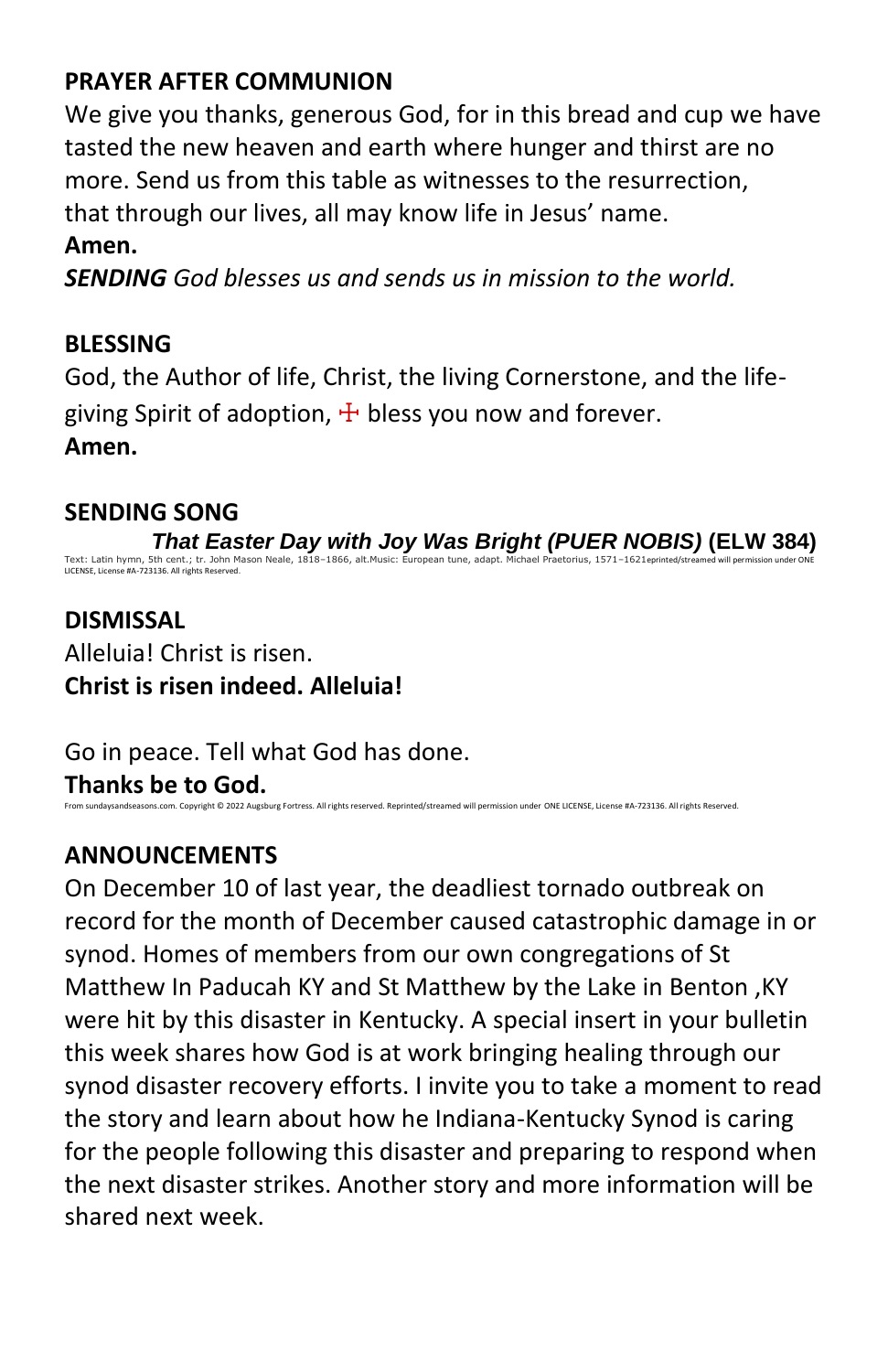**PRAYER AFTER COMMUNION**

We give you thanks, generous God, for in this bread and cup we have tasted the new heaven and earth where hunger and thirst are no more. Send us from this table as witnesses to the resurrection, that through our lives, all may know life in Jesus' name.

**Amen.**

***SENDING*** *God blesses us and sends us in mission to the world.*

**BLESSING**

God, the Author of life, Christ, the living Cornerstone, and the life-giving Spirit of adoption, ☩ bless you now and forever.

**Amen.**

**SENDING SONG**

***That Easter Day with Joy Was Bright (PUER NOBIS)*** **(ELW 384)**

Text: Latin hymn, 5th cent.; tr. John Mason Neale, 1818–1866, alt.Music: European tune, adapt. Michael Praetorius, 1571–1621eprinted/streamed will permission under ONE LICENSE, License #A-723136. All rights Reserved.

**DISMISSAL**

Alleluia! Christ is risen.

**Christ is risen indeed. Alleluia!**

Go in peace. Tell what God has done.

**Thanks be to God.**

From sundaysandseasons.com. Copyright © 2022 Augsburg Fortress. All rights reserved. Reprinted/streamed will permission under ONE LICENSE, License #A-723136. All rights Reserved.

**ANNOUNCEMENTS**

On December 10 of last year, the deadliest tornado outbreak on record for the month of December caused catastrophic damage in or synod. Homes of members from our own congregations of St Matthew In Paducah KY and St Matthew by the Lake in Benton ,KY were hit by this disaster in Kentucky. A special insert in your bulletin this week shares how God is at work bringing healing through our synod disaster recovery efforts. I invite you to take a moment to read the story and learn about how he Indiana-Kentucky Synod is caring for the people following this disaster and preparing to respond when the next disaster strikes. Another story and more information will be shared next week.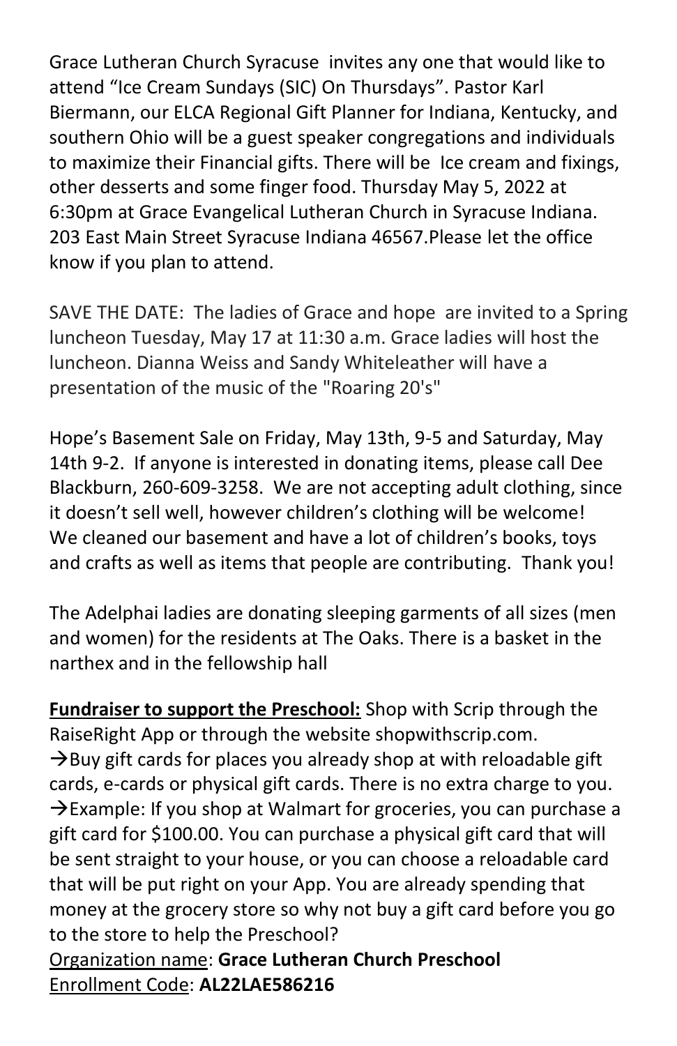Grace Lutheran Church Syracuse  invites any one that would like to attend “Ice Cream Sundays (SIC) On Thursdays”. Pastor Karl Biermann, our ELCA Regional Gift Planner for Indiana, Kentucky, and southern Ohio will be a guest speaker congregations and individuals to maximize their Financial gifts. There will be  Ice cream and fixings, other desserts and some finger food. Thursday May 5, 2022 at 6:30pm at Grace Evangelical Lutheran Church in Syracuse Indiana. 203 East Main Street Syracuse Indiana 46567.Please let the office know if you plan to attend.

SAVE THE DATE:  The ladies of Grace and hope  are invited to a Spring luncheon Tuesday, May 17 at 11:30 a.m. Grace ladies will host the luncheon. Dianna Weiss and Sandy Whiteleather will have a presentation of the music of the "Roaring 20's"

Hope’s Basement Sale on Friday, May 13th, 9-5 and Saturday, May 14th 9-2.  If anyone is interested in donating items, please call Dee Blackburn, 260-609-3258.  We are not accepting adult clothing, since it doesn’t sell well, however children’s clothing will be welcome!  We cleaned our basement and have a lot of children’s books, toys and crafts as well as items that people are contributing.  Thank you!

The Adelphai ladies are donating sleeping garments of all sizes (men and women) for the residents at The Oaks. There is a basket in the narthex and in the fellowship hall

**Fundraiser to support the Preschool:** Shop with Scrip through the RaiseRight App or through the website shopwithscrip.com.
→Buy gift cards for places you already shop at with reloadable gift cards, e-cards or physical gift cards. There is no extra charge to you.
→Example: If you shop at Walmart for groceries, you can purchase a gift card for $100.00. You can purchase a physical gift card that will be sent straight to your house, or you can choose a reloadable card that will be put right on your App. You are already spending that money at the grocery store so why not buy a gift card before you go to the store to help the Preschool?
Organization name: **Grace Lutheran Church Preschool**
Enrollment Code: **AL22LAE586216**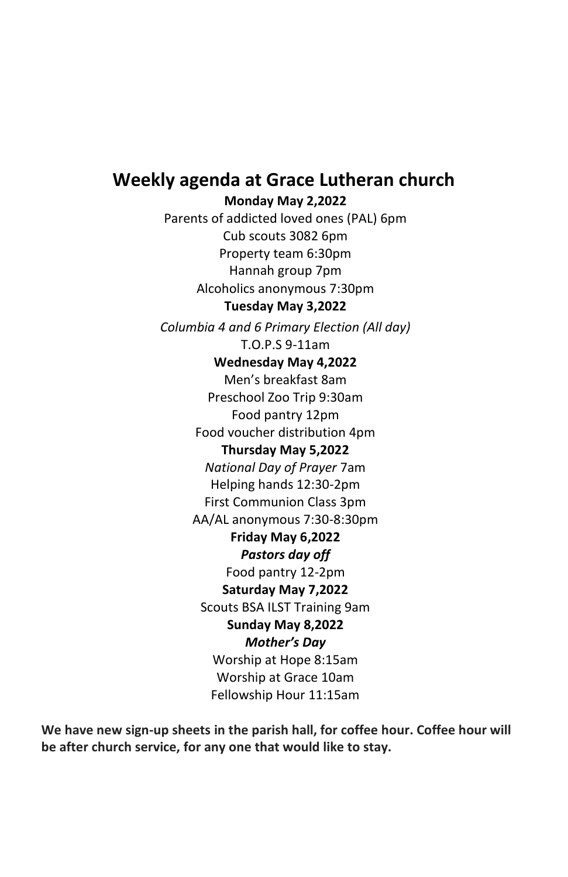# Weekly agenda at Grace Lutheran church

**Monday May 2,2022**

Parents of addicted loved ones (PAL) 6pm

Cub scouts 3082 6pm

Property team 6:30pm

Hannah group 7pm

Alcoholics anonymous 7:30pm

**Tuesday May 3,2022**

*Columbia 4 and 6 Primary Election (All day)*

T.O.P.S 9-11am

**Wednesday May 4,2022**

Men's breakfast 8am

Preschool Zoo Trip 9:30am

Food pantry 12pm

Food voucher distribution 4pm

**Thursday May 5,2022**

*National Day of Prayer* 7am

Helping hands 12:30-2pm

First Communion Class 3pm

AA/AL anonymous 7:30-8:30pm

**Friday May 6,2022**

***Pastors day off***

Food pantry 12-2pm

**Saturday May 7,2022**

Scouts BSA ILST Training 9am

**Sunday May 8,2022**

***Mother's Day***

Worship at Hope 8:15am

Worship at Grace 10am

Fellowship Hour 11:15am

**We have new sign-up sheets in the parish hall, for coffee hour. Coffee hour will be after church service, for any one that would like to stay.**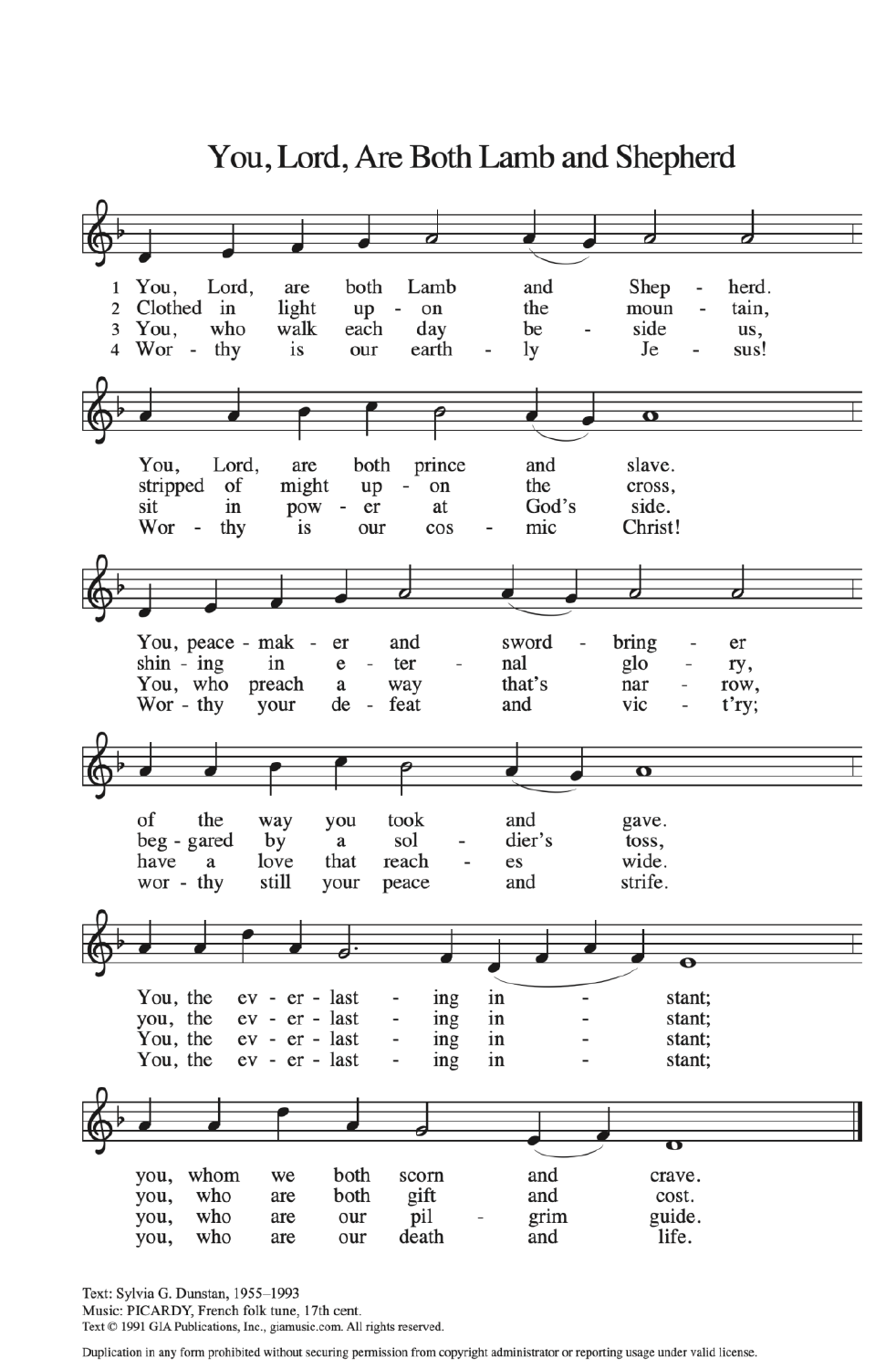# You, Lord, Are Both Lamb and Shepherd

1 You, Lord, are both Lamb and Shep - herd.
You, Lord, are both prince and slave.
You, peace - mak - er and sword - bring - er
of the way you took and gave.
You, the ev - er - last - ing in - stant;
you, whom we both scorn and crave.

2 Clothed in light up - on the moun - tain,
stripped of might up - on the cross,
shin - ing in e - ter - nal glo - ry,
beg - gared by a sol - dier's toss,
you, the ev - er - last - ing in - stant;
you, who are both gift and cost.

3 You, who walk each day be - side us,
sit in pow - er at God's side.
You, who preach a way that's nar - row,
have a love that reach - es wide.
You, the ev - er - last - ing in - stant;
you, who are our pil - grim guide.

4 Wor - thy is our earth - ly Je - sus!
Wor - thy is our cos - mic Christ!
Wor - thy your de - feat and vic - t'ry;
wor - thy still your peace and strife.
You, the ev - er - last - ing in - stant;
you, who are our death and life.

Text: Sylvia G. Dunstan, 1955–1993
Music: PICARDY, French folk tune, 17th cent.
Text © 1991 GIA Publications, Inc., giamusic.com. All rights reserved.

Duplication in any form prohibited without securing permission from copyright administrator or reporting usage under valid license.